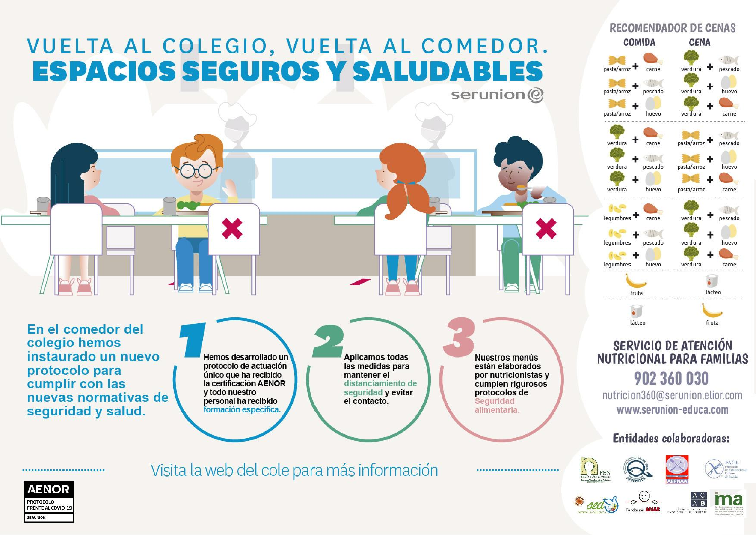# VUELTA AL COLEGIO, VUELTA AL COMEDOR.
# ESPACIOS SEGUROS Y SALUDABLES

serunion

**En el comedor del colegio hemos instaurado un nuevo protocolo para cumplir con las nuevas normativas de seguridad y salud.**

**1** Hemos desarrollado un protocolo de actuación único que ha recibido la certificación AENOR y todo nuestro personal ha recibido formación específica.

**2** Aplicamos todas las medidas para mantener el distanciamiento de seguridad y evitar el contacto.

**3** Nuestros menús están elaborados por nutricionistas y cumplen rigurosos protocolos de Seguridad alimentaria.

Visita la web del cole para más información

AENOR
PROTOCOLO FRENTE AL COVID-19
SERUNION

## RECOMENDADOR DE CENAS

| COMIDA | CENA |
| --- | --- |
| pasta/arroz + carne | verdura + pescado |
| pasta/arroz + pescado | verdura + huevo |
| pasta/arroz + huevo | verdura + carne |
| verdura + carne | pasta/arroz + pescado |
| verdura + pescado | pasta/arroz + huevo |
| verdura + huevo | pasta/arroz + carne |
| legumbres + carne | verdura + pescado |
| legumbres + pescado | verdura + huevo |
| legumbres + huevo | verdura + carne |
| fruta | lácteo |
| lácteo | fruta |

## SERVICIO DE ATENCIÓN NUTRICIONAL PARA FAMILIAS

**902 360 030**

nutricion360@serunion.elior.com

www.serunion-educa.com

**Entidades colaboradoras:**

FEN, FESPESCA, AEPNAA, FACE, SED, Fundación ANAR, ACAB, ima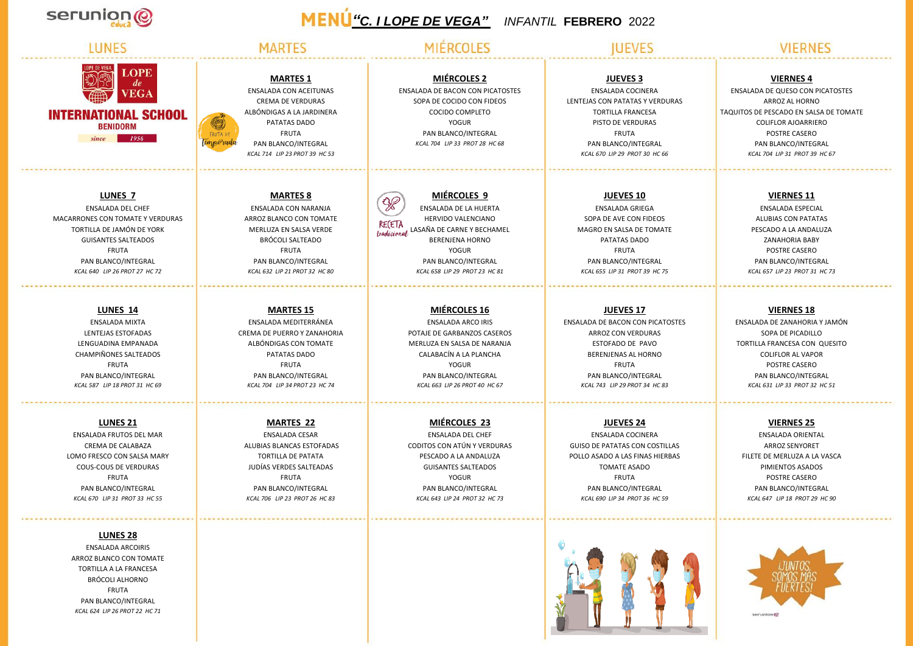# MENÚ *"C. I LOPE DE VEGA"* *INFANTIL* **FEBRERO** 2022

| LUNES | MARTES | MIÉRCOLES | JUEVES | VIERNES |
|---|---|---|---|---|
| LOPE de VEGA INTERNATIONAL SCHOOL BENIDORM since 1956 | **MARTES 1**<br>ENSALADA CON ACEITUNAS<br>CREMA DE VERDURAS<br>ALBÓNDIGAS A LA JARDINERA<br>PATATAS DADO<br>FRUTA<br>PAN BLANCO/INTEGRAL<br>*KCAL 714 LIP 23 PROT 39 HC 53* | **MIÉRCOLES 2**<br>ENSALADA DE BACON CON PICATOSTES<br>SOPA DE COCIDO CON FIDEOS<br>COCIDO COMPLETO<br>YOGUR<br>PAN BLANCO/INTEGRAL<br>*KCAL 704 LIP 33 PROT 28 HC 68* | **JUEVES 3**<br>ENSALADA COCINERA<br>LENTEJAS CON PATATAS Y VERDURAS<br>TORTILLA FRANCESA<br>PISTO DE VERDURAS<br>FRUTA<br>PAN BLANCO/INTEGRAL<br>*KCAL 670 LIP 29 PROT 30 HC 66* | **VIERNES 4**<br>ENSALADA DE QUESO CON PICATOSTES<br>ARROZ AL HORNO<br>TAQUITOS DE PESCADO EN SALSA DE TOMATE<br>COLIFLOR AJOARRIERO<br>POSTRE CASERO<br>PAN BLANCO/INTEGRAL<br>*KCAL 704 LIP 31 PROT 39 HC 67* |
| **LUNES 7**<br>ENSALADA DEL CHEF<br>MACARRONES CON TOMATE Y VERDURAS<br>TORTILLA DE JAMÓN DE YORK<br>GUISANTES SALTEADOS<br>FRUTA<br>PAN BLANCO/INTEGRAL<br>*KCAL 640 LIP 26 PROT 27 HC 72* | **MARTES 8**<br>ENSALADA CON NARANJA<br>ARROZ BLANCO CON TOMATE<br>MERLUZA EN SALSA VERDE<br>BRÓCOLI SALTEADO<br>FRUTA<br>PAN BLANCO/INTEGRAL<br>*KCAL 632 LIP 21 PROT 32 HC 80* | **MIÉRCOLES 9**<br>ENSALADA DE LA HUERTA<br>HERVIDO VALENCIANO<br>LASAÑA DE CARNE Y BECHAMEL<br>BERENJENA HORNO<br>YOGUR<br>PAN BLANCO/INTEGRAL<br>*KCAL 658 LIP 29 PROT 23 HC 81* | **JUEVES 10**<br>ENSALADA GRIEGA<br>SOPA DE AVE CON FIDEOS<br>MAGRO EN SALSA DE TOMATE<br>PATATAS DADO<br>FRUTA<br>PAN BLANCO/INTEGRAL<br>*KCAL 655 LIP 31 PROT 39 HC 75* | **VIERNES 11**<br>ENSALADA ESPECIAL<br>ALUBIAS CON PATATAS<br>PESCADO A LA ANDALUZA<br>ZANAHORIA BABY<br>POSTRE CASERO<br>PAN BLANCO/INTEGRAL<br>*KCAL 657 LIP 23 PROT 31 HC 73* |
| **LUNES 14**<br>ENSALADA MIXTA<br>LENTEJAS ESTOFADAS<br>LENGUADINA EMPANADA<br>CHAMPIÑONES SALTEADOS<br>FRUTA<br>PAN BLANCO/INTEGRAL<br>*KCAL 587 LIP 18 PROT 31 HC 69* | **MARTES 15**<br>ENSALADA MEDITERRÁNEA<br>CREMA DE PUERRO Y ZANAHORIA<br>ALBÓNDIGAS CON TOMATE<br>PATATAS DADO<br>FRUTA<br>PAN BLANCO/INTEGRAL<br>*KCAL 704 LIP 34 PROT 23 HC 74* | **MIÉRCOLES 16**<br>ENSALADA ARCO IRIS<br>POTAJE DE GARBANZOS CASEROS<br>MERLUZA EN SALSA DE NARANJA<br>CALABACÍN A LA PLANCHA<br>YOGUR<br>PAN BLANCO/INTEGRAL<br>*KCAL 663 LIP 26 PROT 40 HC 67* | **JUEVES 17**<br>ENSALADA DE BACON CON PICATOSTES<br>ARROZ CON VERDURAS<br>ESTOFADO DE PAVO<br>BERENJENAS AL HORNO<br>FRUTA<br>PAN BLANCO/INTEGRAL<br>*KCAL 743 LIP 29 PROT 34 HC 83* | **VIERNES 18**<br>ENSALADA DE ZANAHORIA Y JAMÓN<br>SOPA DE PICADILLO<br>TORTILLA FRANCESA CON QUESITO<br>COLIFLOR AL VAPOR<br>POSTRE CASERO<br>PAN BLANCO/INTEGRAL<br>*KCAL 631 LIP 33 PROT 32 HC 51* |
| **LUNES 21**<br>ENSALADA FRUTOS DEL MAR<br>CREMA DE CALABAZA<br>LOMO FRESCO CON SALSA MARY<br>COUS-COUS DE VERDURAS<br>FRUTA<br>PAN BLANCO/INTEGRAL<br>*KCAL 670 LIP 31 PROT 33 HC 55* | **MARTES 22**<br>ENSALADA CESAR<br>ALUBIAS BLANCAS ESTOFADAS<br>TORTILLA DE PATATA<br>JUDÍAS VERDES SALTEADAS<br>FRUTA<br>PAN BLANCO/INTEGRAL<br>*KCAL 706 LIP 23 PROT 26 HC 83* | **MIÉRCOLES 23**<br>ENSALADA DEL CHEF<br>CODITOS CON ATÚN Y VERDURAS<br>PESCADO A LA ANDALUZA<br>GUISANTES SALTEADOS<br>YOGUR<br>PAN BLANCO/INTEGRAL<br>*KCAL 643 LIP 24 PROT 32 HC 73* | **JUEVES 24**<br>ENSALADA COCINERA<br>GUISO DE PATATAS CON COSTILLAS<br>POLLO ASADO A LAS FINAS HIERBAS<br>TOMATE ASADO<br>FRUTA<br>PAN BLANCO/INTEGRAL<br>*KCAL 690 LIP 34 PROT 36 HC 59* | **VIERNES 25**<br>ENSALADA ORIENTAL<br>ARROZ SENYORET<br>FILETE DE MERLUZA A LA VASCA<br>PIMIENTOS ASADOS<br>POSTRE CASERO<br>PAN BLANCO/INTEGRAL<br>*KCAL 647 LIP 18 PROT 29 HC 90* |
| **LUNES 28**<br>ENSALADA ARCOIRIS<br>ARROZ BLANCO CON TOMATE<br>TORTILLA A LA FRANCESA<br>BRÓCOLI ALHORNO<br>FRUTA<br>PAN BLANCO/INTEGRAL<br>*KCAL 624 LIP 26 PROT 22 HC 71* | | | | ¡JUNTOS, SOMOS MÁS FUERTES! |

FRUTA DE Temporada

RECETA tradicional